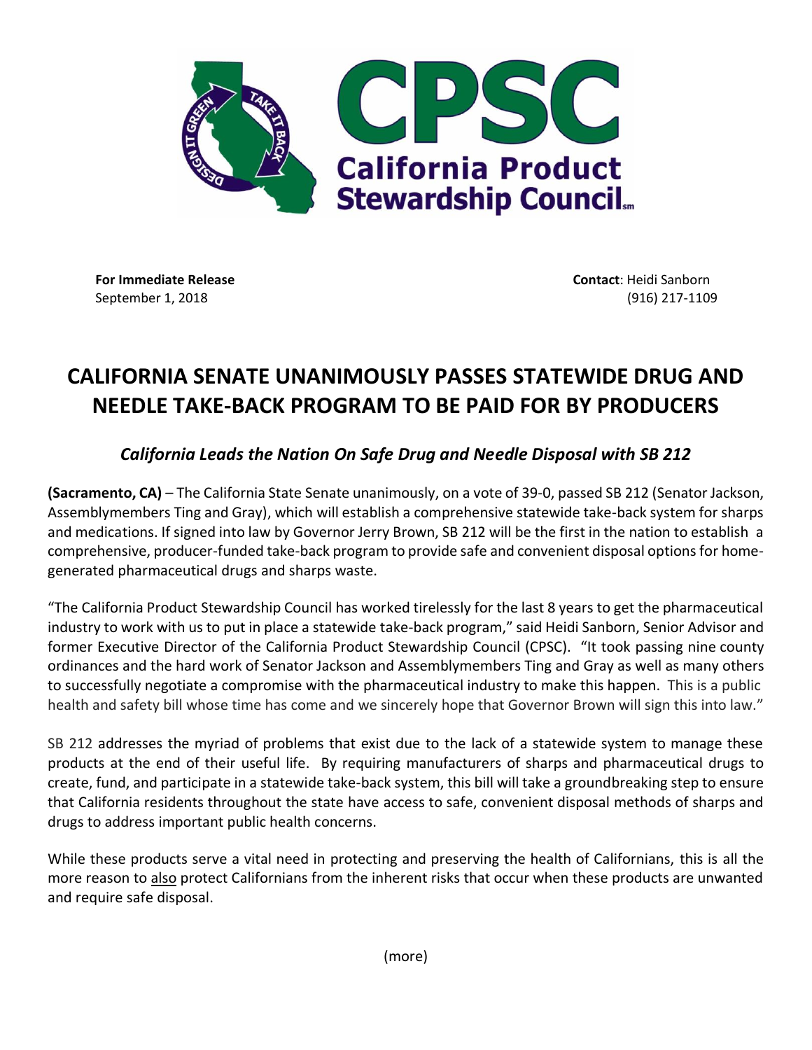CPSC California Product Stewardship Council

**For Immediate Release**
September 1, 2018

**Contact**: Heidi Sanborn
(916) 217-1109

# CALIFORNIA SENATE UNANIMOUSLY PASSES STATEWIDE DRUG AND NEEDLE TAKE-BACK PROGRAM TO BE PAID FOR BY PRODUCERS

## *California Leads the Nation On Safe Drug and Needle Disposal with SB 212*

**(Sacramento, CA)** – The California State Senate unanimously, on a vote of 39-0, passed SB 212 (Senator Jackson, Assemblymembers Ting and Gray), which will establish a comprehensive statewide take-back system for sharps and medications. If signed into law by Governor Jerry Brown, SB 212 will be the first in the nation to establish a comprehensive, producer-funded take-back program to provide safe and convenient disposal options for home-generated pharmaceutical drugs and sharps waste.

"The California Product Stewardship Council has worked tirelessly for the last 8 years to get the pharmaceutical industry to work with us to put in place a statewide take-back program," said Heidi Sanborn, Senior Advisor and former Executive Director of the California Product Stewardship Council (CPSC). "It took passing nine county ordinances and the hard work of Senator Jackson and Assemblymembers Ting and Gray as well as many others to successfully negotiate a compromise with the pharmaceutical industry to make this happen. This is a public health and safety bill whose time has come and we sincerely hope that Governor Brown will sign this into law."

SB 212 addresses the myriad of problems that exist due to the lack of a statewide system to manage these products at the end of their useful life. By requiring manufacturers of sharps and pharmaceutical drugs to create, fund, and participate in a statewide take-back system, this bill will take a groundbreaking step to ensure that California residents throughout the state have access to safe, convenient disposal methods of sharps and drugs to address important public health concerns.

While these products serve a vital need in protecting and preserving the health of Californians, this is all the more reason to also protect Californians from the inherent risks that occur when these products are unwanted and require safe disposal.

(more)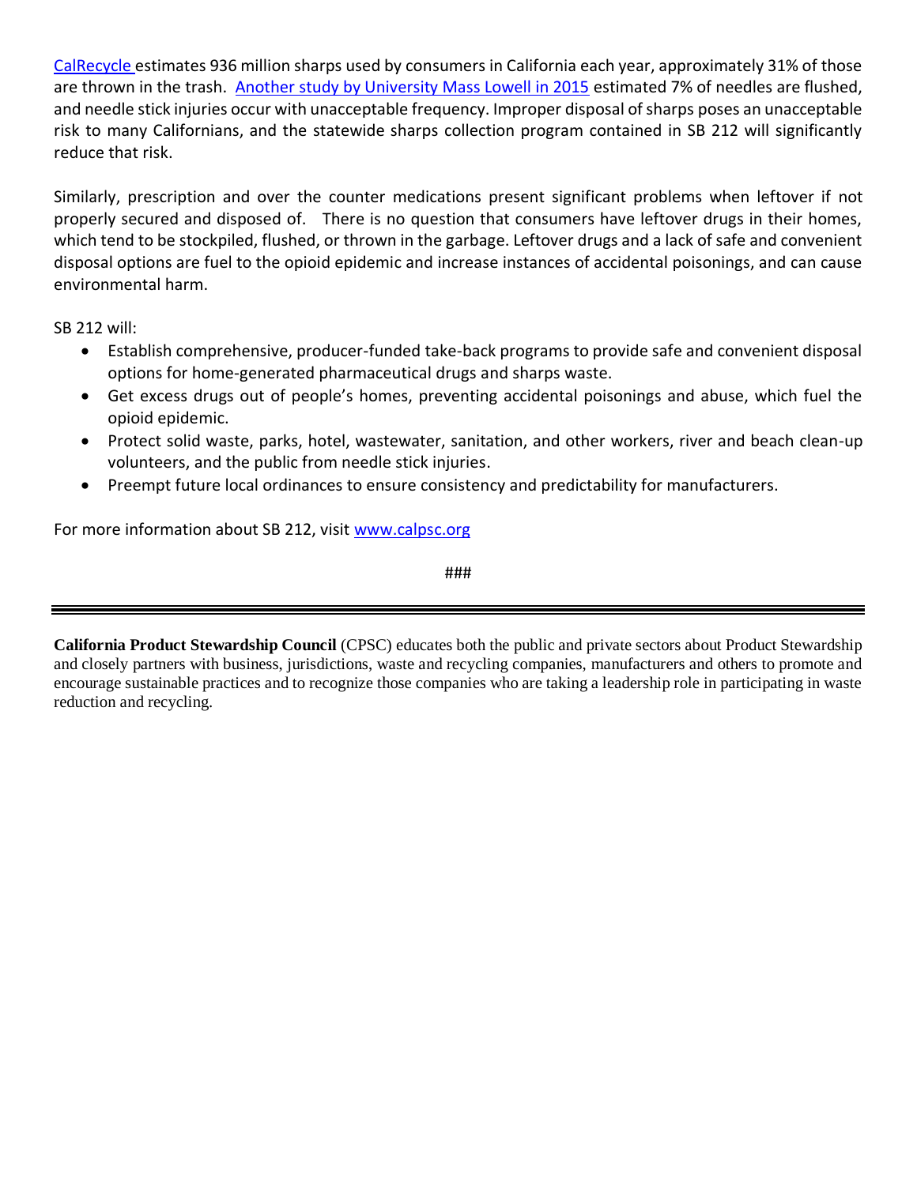CalRecycle estimates 936 million sharps used by consumers in California each year, approximately 31% of those are thrown in the trash. Another study by University Mass Lowell in 2015 estimated 7% of needles are flushed, and needle stick injuries occur with unacceptable frequency. Improper disposal of sharps poses an unacceptable risk to many Californians, and the statewide sharps collection program contained in SB 212 will significantly reduce that risk.

Similarly, prescription and over the counter medications present significant problems when leftover if not properly secured and disposed of. There is no question that consumers have leftover drugs in their homes, which tend to be stockpiled, flushed, or thrown in the garbage. Leftover drugs and a lack of safe and convenient disposal options are fuel to the opioid epidemic and increase instances of accidental poisonings, and can cause environmental harm.

SB 212 will:

- Establish comprehensive, producer-funded take-back programs to provide safe and convenient disposal options for home-generated pharmaceutical drugs and sharps waste.
- Get excess drugs out of people's homes, preventing accidental poisonings and abuse, which fuel the opioid epidemic.
- Protect solid waste, parks, hotel, wastewater, sanitation, and other workers, river and beach clean-up volunteers, and the public from needle stick injuries.
- Preempt future local ordinances to ensure consistency and predictability for manufacturers.

For more information about SB 212, visit www.calpsc.org

###

---

**California Product Stewardship Council** (CPSC) educates both the public and private sectors about Product Stewardship and closely partners with business, jurisdictions, waste and recycling companies, manufacturers and others to promote and encourage sustainable practices and to recognize those companies who are taking a leadership role in participating in waste reduction and recycling.